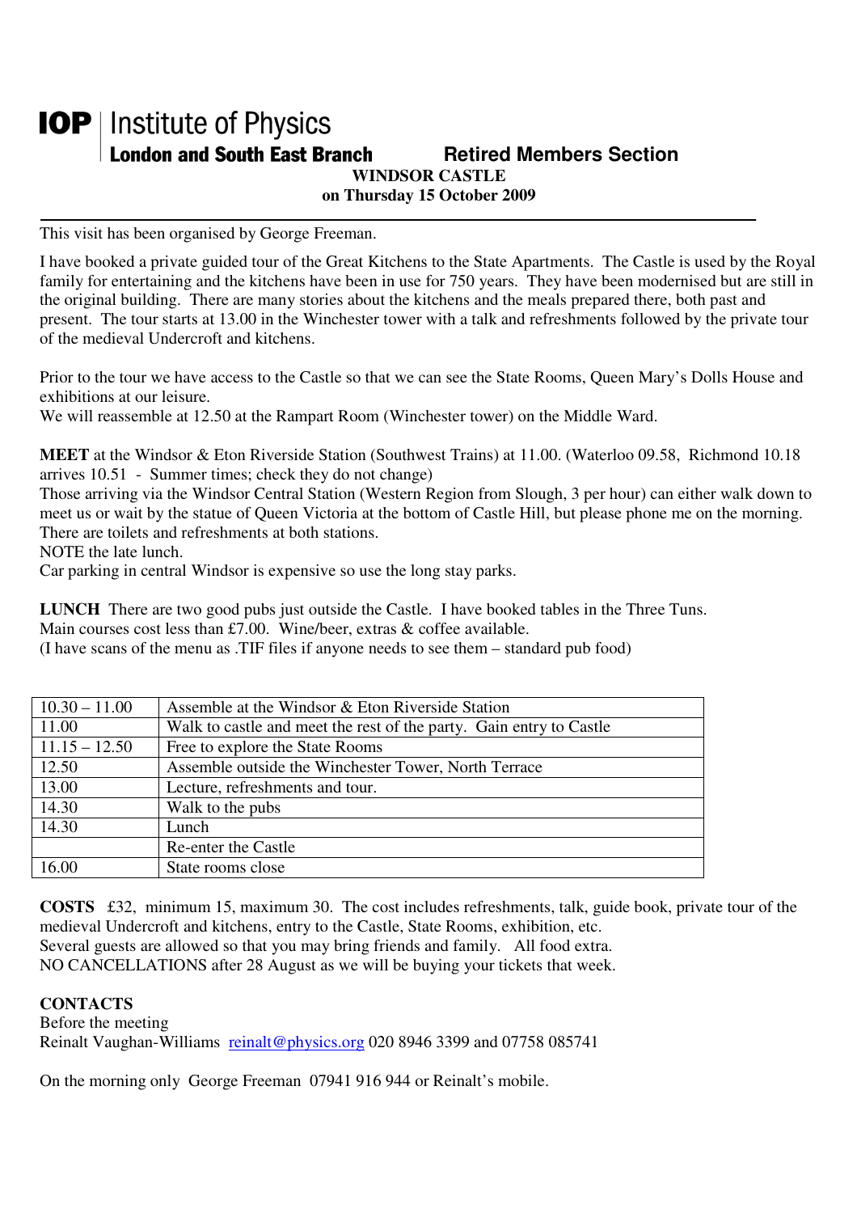# IOP | Institute of Physics

**London and South East Branch** **Retired Members Section**

**WINDSOR CASTLE**

**on Thursday 15 October 2009**

---

This visit has been organised by George Freeman.

I have booked a private guided tour of the Great Kitchens to the State Apartments. The Castle is used by the Royal family for entertaining and the kitchens have been in use for 750 years. They have been modernised but are still in the original building. There are many stories about the kitchens and the meals prepared there, both past and present. The tour starts at 13.00 in the Winchester tower with a talk and refreshments followed by the private tour of the medieval Undercroft and kitchens.

Prior to the tour we have access to the Castle so that we can see the State Rooms, Queen Mary's Dolls House and exhibitions at our leisure.
We will reassemble at 12.50 at the Rampart Room (Winchester tower) on the Middle Ward.

**MEET** at the Windsor & Eton Riverside Station (Southwest Trains) at 11.00. (Waterloo 09.58, Richmond 10.18 arrives 10.51 - Summer times; check they do not change)
Those arriving via the Windsor Central Station (Western Region from Slough, 3 per hour) can either walk down to meet us or wait by the statue of Queen Victoria at the bottom of Castle Hill, but please phone me on the morning.
There are toilets and refreshments at both stations.
NOTE the late lunch.
Car parking in central Windsor is expensive so use the long stay parks.

**LUNCH** There are two good pubs just outside the Castle. I have booked tables in the Three Tuns.
Main courses cost less than £7.00. Wine/beer, extras & coffee available.
(I have scans of the menu as .TIF files if anyone needs to see them – standard pub food)

| | |
|---|---|
| 10.30 – 11.00 | Assemble at the Windsor & Eton Riverside Station |
| 11.00 | Walk to castle and meet the rest of the party. Gain entry to Castle |
| 11.15 – 12.50 | Free to explore the State Rooms |
| 12.50 | Assemble outside the Winchester Tower, North Terrace |
| 13.00 | Lecture, refreshments and tour. |
| 14.30 | Walk to the pubs |
| 14.30 | Lunch |
| | Re-enter the Castle |
| 16.00 | State rooms close |

**COSTS** £32, minimum 15, maximum 30. The cost includes refreshments, talk, guide book, private tour of the medieval Undercroft and kitchens, entry to the Castle, State Rooms, exhibition, etc.
Several guests are allowed so that you may bring friends and family. All food extra.
NO CANCELLATIONS after 28 August as we will be buying your tickets that week.

**CONTACTS**
Before the meeting
Reinalt Vaughan-Williams reinalt@physics.org 020 8946 3399 and 07758 085741

On the morning only George Freeman 07941 916 944 or Reinalt's mobile.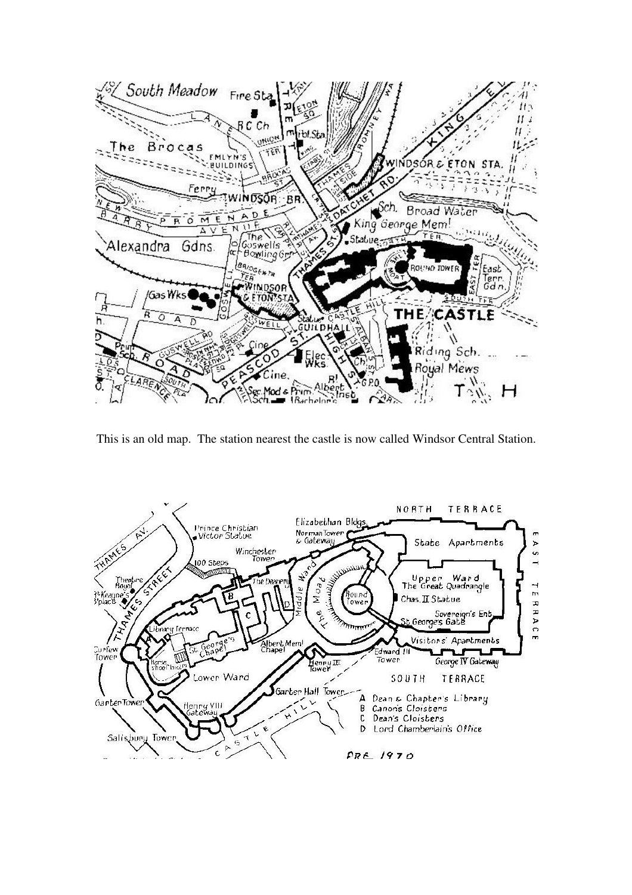This is an old map. The station nearest the castle is now called Windsor Central Station.

A Dean & Chapter's Library
B Canon's Cloisters
C Dean's Cloisters
D Lord Chamberlain's Office

PRE 1970